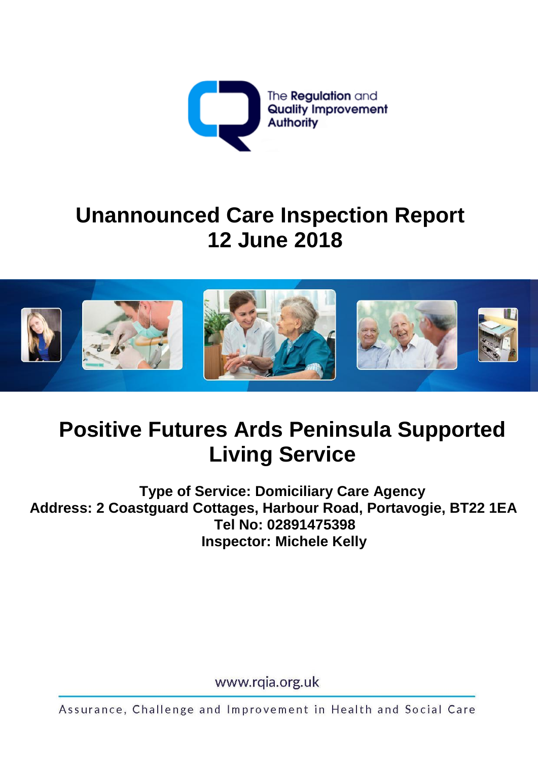The Regulation and Quality Improvement Authority

# Unannounced Care Inspection Report
# 12 June 2018

# Positive Futures Ards Peninsula Supported Living Service

**Type of Service: Domiciliary Care Agency**
**Address: 2 Coastguard Cottages, Harbour Road, Portavogie, BT22 1EA**
**Tel No: 02891475398**
**Inspector: Michele Kelly**

www.rqia.org.uk

Assurance, Challenge and Improvement in Health and Social Care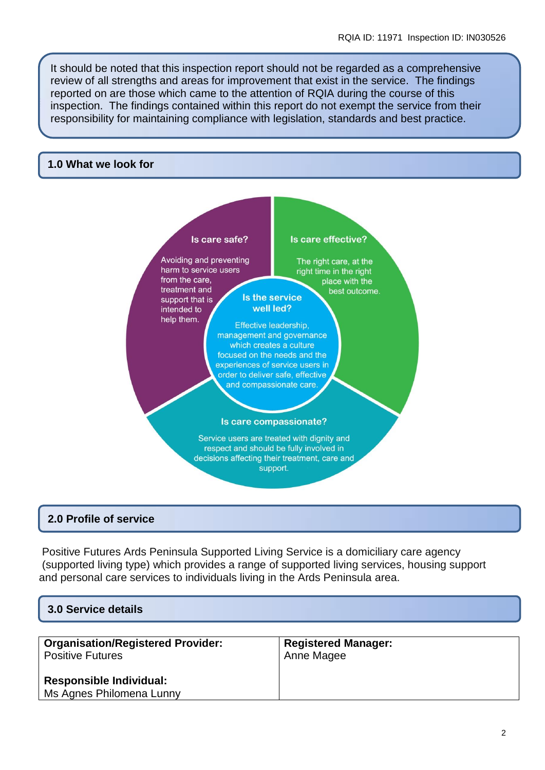It should be noted that this inspection report should not be regarded as a comprehensive review of all strengths and areas for improvement that exist in the service. The findings reported on are those which came to the attention of RQIA during the course of this inspection. The findings contained within this report do not exempt the service from their responsibility for maintaining compliance with legislation, standards and best practice.

## 1.0 What we look for

Is care safe?

Avoiding and preventing harm to service users from the care, treatment and support that is intended to help them.

Is care effective?

The right care, at the right time in the right place with the best outcome.

Is the service well led?

Effective leadership, management and governance which creates a culture focused on the needs and the experiences of service users in order to deliver safe, effective and compassionate care.

Is care compassionate?

Service users are treated with dignity and respect and should be fully involved in decisions affecting their treatment, care and support.

## 2.0 Profile of service

Positive Futures Ards Peninsula Supported Living Service is a domiciliary care agency (supported living type) which provides a range of supported living services, housing support and personal care services to individuals living in the Ards Peninsula area.

## 3.0 Service details

| | |
|---|---|
| **Organisation/Registered Provider:**<br>Positive Futures<br><br>**Responsible Individual:**<br>Ms Agnes Philomena Lunny | **Registered Manager:**<br>Anne Magee |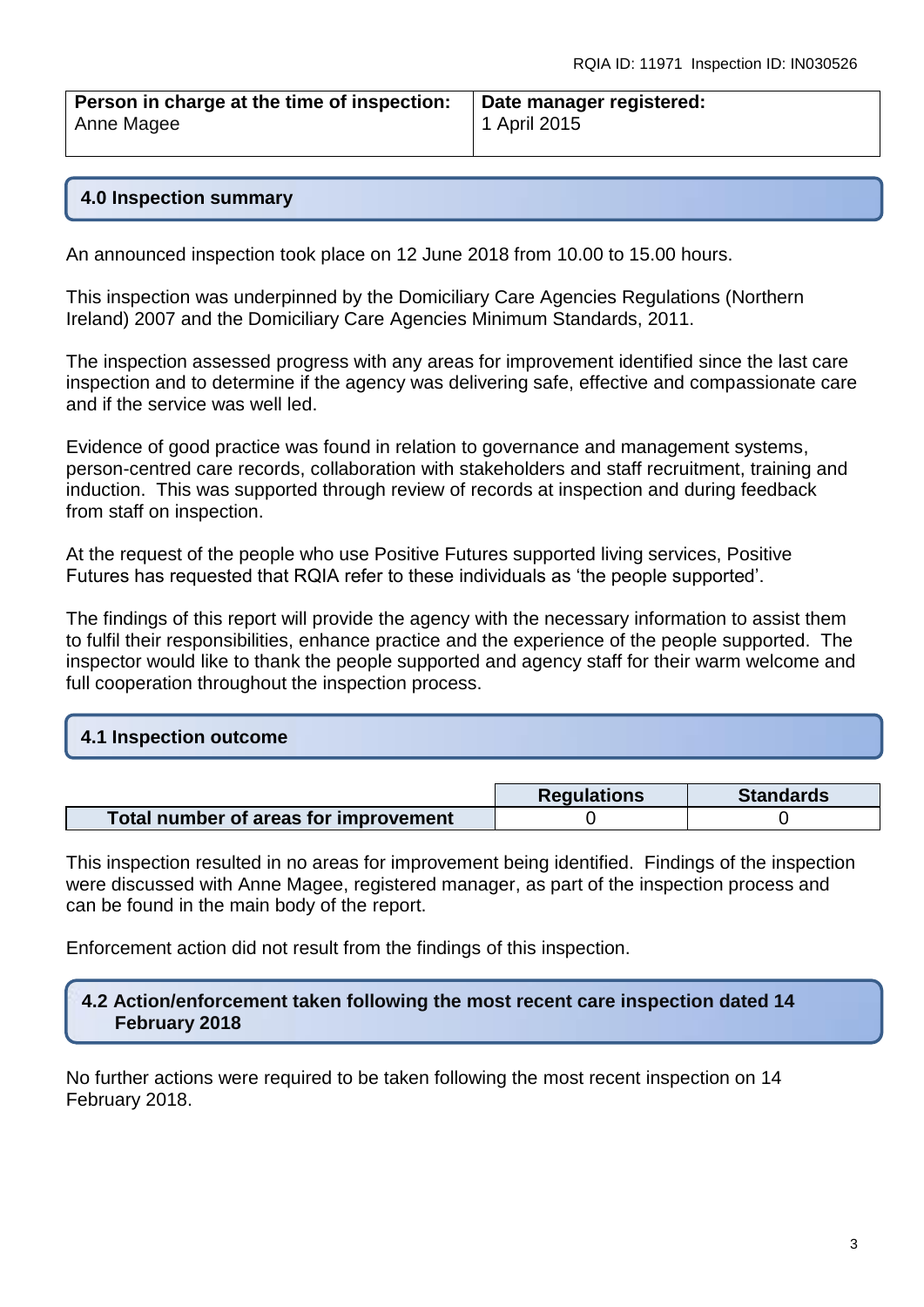| Person in charge at the time of inspection: | Date manager registered: |
| --- | --- |
| Anne Magee | 1 April 2015 |

## 4.0 Inspection summary

An announced inspection took place on 12 June 2018 from 10.00 to 15.00 hours.

This inspection was underpinned by the Domiciliary Care Agencies Regulations (Northern Ireland) 2007 and the Domiciliary Care Agencies Minimum Standards, 2011.

The inspection assessed progress with any areas for improvement identified since the last care inspection and to determine if the agency was delivering safe, effective and compassionate care and if the service was well led.

Evidence of good practice was found in relation to governance and management systems, person-centred care records, collaboration with stakeholders and staff recruitment, training and induction. This was supported through review of records at inspection and during feedback from staff on inspection.

At the request of the people who use Positive Futures supported living services, Positive Futures has requested that RQIA refer to these individuals as 'the people supported'.

The findings of this report will provide the agency with the necessary information to assist them to fulfil their responsibilities, enhance practice and the experience of the people supported. The inspector would like to thank the people supported and agency staff for their warm welcome and full cooperation throughout the inspection process.

## 4.1 Inspection outcome

| | Regulations | Standards |
| --- | --- | --- |
| Total number of areas for improvement | 0 | 0 |

This inspection resulted in no areas for improvement being identified. Findings of the inspection were discussed with Anne Magee, registered manager, as part of the inspection process and can be found in the main body of the report.

Enforcement action did not result from the findings of this inspection.

## 4.2 Action/enforcement taken following the most recent care inspection dated 14 February 2018

No further actions were required to be taken following the most recent inspection on 14 February 2018.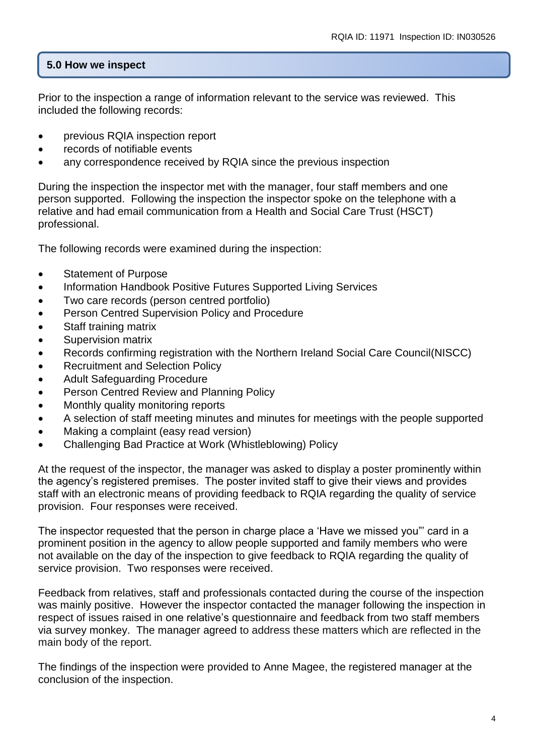## 5.0 How we inspect

Prior to the inspection a range of information relevant to the service was reviewed. This included the following records:

- previous RQIA inspection report
- records of notifiable events
- any correspondence received by RQIA since the previous inspection

During the inspection the inspector met with the manager, four staff members and one person supported. Following the inspection the inspector spoke on the telephone with a relative and had email communication from a Health and Social Care Trust (HSCT) professional.

The following records were examined during the inspection:

- Statement of Purpose
- Information Handbook Positive Futures Supported Living Services
- Two care records (person centred portfolio)
- Person Centred Supervision Policy and Procedure
- Staff training matrix
- Supervision matrix
- Records confirming registration with the Northern Ireland Social Care Council(NISCC)
- Recruitment and Selection Policy
- Adult Safeguarding Procedure
- Person Centred Review and Planning Policy
- Monthly quality monitoring reports
- A selection of staff meeting minutes and minutes for meetings with the people supported
- Making a complaint (easy read version)
- Challenging Bad Practice at Work (Whistleblowing) Policy

At the request of the inspector, the manager was asked to display a poster prominently within the agency's registered premises. The poster invited staff to give their views and provides staff with an electronic means of providing feedback to RQIA regarding the quality of service provision. Four responses were received.

The inspector requested that the person in charge place a 'Have we missed you"' card in a prominent position in the agency to allow people supported and family members who were not available on the day of the inspection to give feedback to RQIA regarding the quality of service provision. Two responses were received.

Feedback from relatives, staff and professionals contacted during the course of the inspection was mainly positive. However the inspector contacted the manager following the inspection in respect of issues raised in one relative's questionnaire and feedback from two staff members via survey monkey. The manager agreed to address these matters which are reflected in the main body of the report.

The findings of the inspection were provided to Anne Magee, the registered manager at the conclusion of the inspection.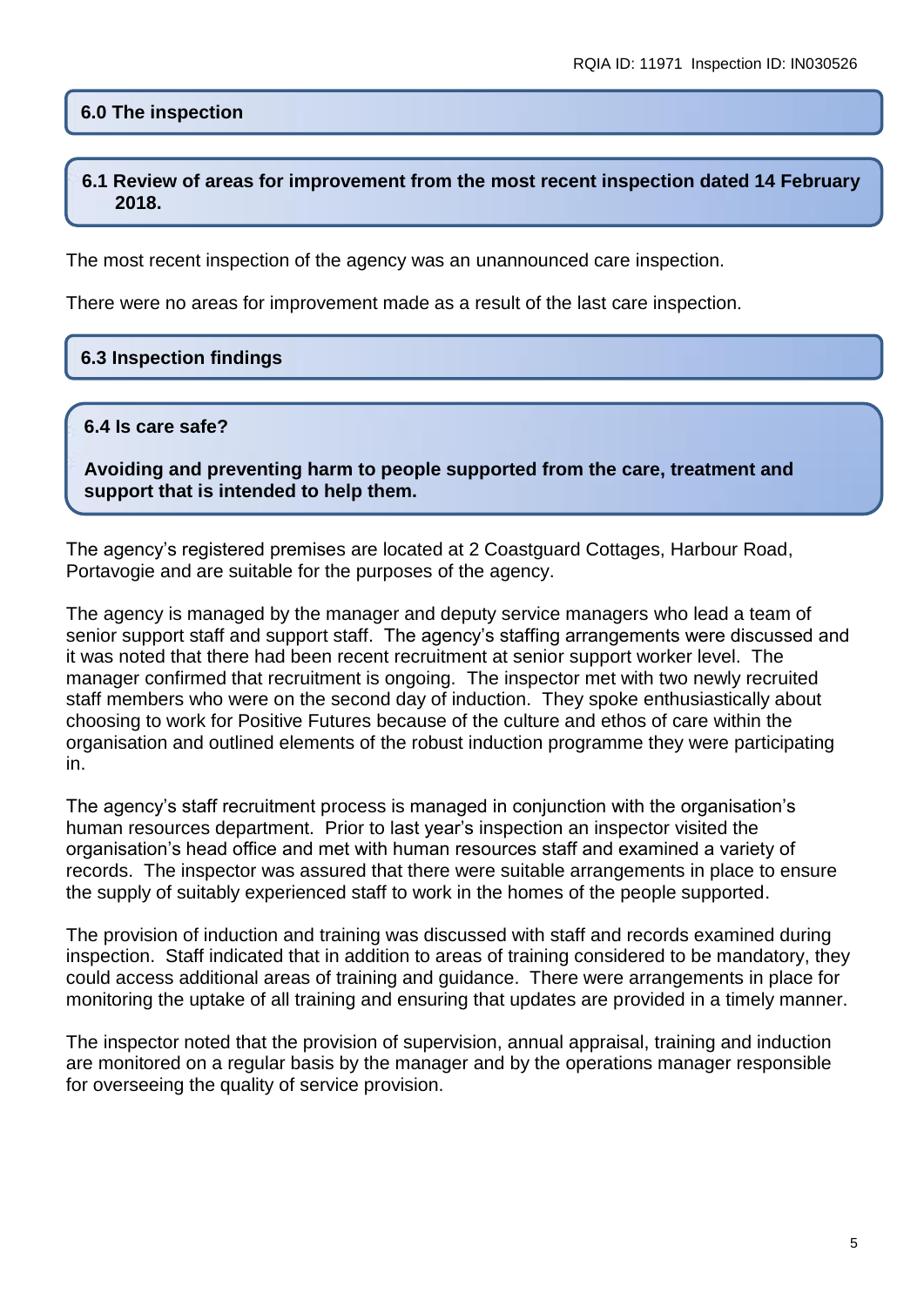## 6.0 The inspection

### 6.1 Review of areas for improvement from the most recent inspection dated 14 February 2018.

The most recent inspection of the agency was an unannounced care inspection.

There were no areas for improvement made as a result of the last care inspection.

### 6.3 Inspection findings

### 6.4 Is care safe?

**Avoiding and preventing harm to people supported from the care, treatment and support that is intended to help them.**

The agency's registered premises are located at 2 Coastguard Cottages, Harbour Road, Portavogie and are suitable for the purposes of the agency.

The agency is managed by the manager and deputy service managers who lead a team of senior support staff and support staff. The agency's staffing arrangements were discussed and it was noted that there had been recent recruitment at senior support worker level. The manager confirmed that recruitment is ongoing. The inspector met with two newly recruited staff members who were on the second day of induction. They spoke enthusiastically about choosing to work for Positive Futures because of the culture and ethos of care within the organisation and outlined elements of the robust induction programme they were participating in.

The agency's staff recruitment process is managed in conjunction with the organisation's human resources department. Prior to last year's inspection an inspector visited the organisation's head office and met with human resources staff and examined a variety of records. The inspector was assured that there were suitable arrangements in place to ensure the supply of suitably experienced staff to work in the homes of the people supported.

The provision of induction and training was discussed with staff and records examined during inspection. Staff indicated that in addition to areas of training considered to be mandatory, they could access additional areas of training and guidance. There were arrangements in place for monitoring the uptake of all training and ensuring that updates are provided in a timely manner.

The inspector noted that the provision of supervision, annual appraisal, training and induction are monitored on a regular basis by the manager and by the operations manager responsible for overseeing the quality of service provision.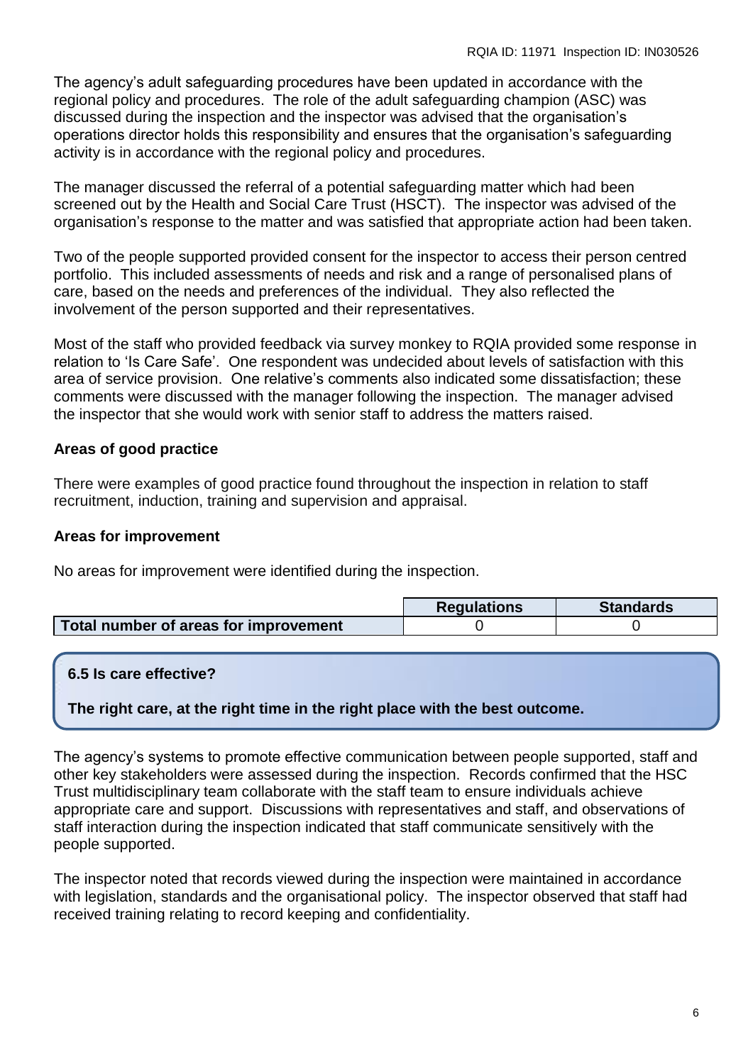The agency's adult safeguarding procedures have been updated in accordance with the regional policy and procedures. The role of the adult safeguarding champion (ASC) was discussed during the inspection and the inspector was advised that the organisation's operations director holds this responsibility and ensures that the organisation's safeguarding activity is in accordance with the regional policy and procedures.

The manager discussed the referral of a potential safeguarding matter which had been screened out by the Health and Social Care Trust (HSCT). The inspector was advised of the organisation's response to the matter and was satisfied that appropriate action had been taken.

Two of the people supported provided consent for the inspector to access their person centred portfolio. This included assessments of needs and risk and a range of personalised plans of care, based on the needs and preferences of the individual. They also reflected the involvement of the person supported and their representatives.

Most of the staff who provided feedback via survey monkey to RQIA provided some response in relation to 'Is Care Safe'. One respondent was undecided about levels of satisfaction with this area of service provision. One relative's comments also indicated some dissatisfaction; these comments were discussed with the manager following the inspection. The manager advised the inspector that she would work with senior staff to address the matters raised.

**Areas of good practice**

There were examples of good practice found throughout the inspection in relation to staff recruitment, induction, training and supervision and appraisal.

**Areas for improvement**

No areas for improvement were identified during the inspection.

| | Regulations | Standards |
|---|---|---|
| **Total number of areas for improvement** | 0 | 0 |

### 6.5 Is care effective?

**The right care, at the right time in the right place with the best outcome.**

The agency's systems to promote effective communication between people supported, staff and other key stakeholders were assessed during the inspection. Records confirmed that the HSC Trust multidisciplinary team collaborate with the staff team to ensure individuals achieve appropriate care and support. Discussions with representatives and staff, and observations of staff interaction during the inspection indicated that staff communicate sensitively with the people supported.

The inspector noted that records viewed during the inspection were maintained in accordance with legislation, standards and the organisational policy. The inspector observed that staff had received training relating to record keeping and confidentiality.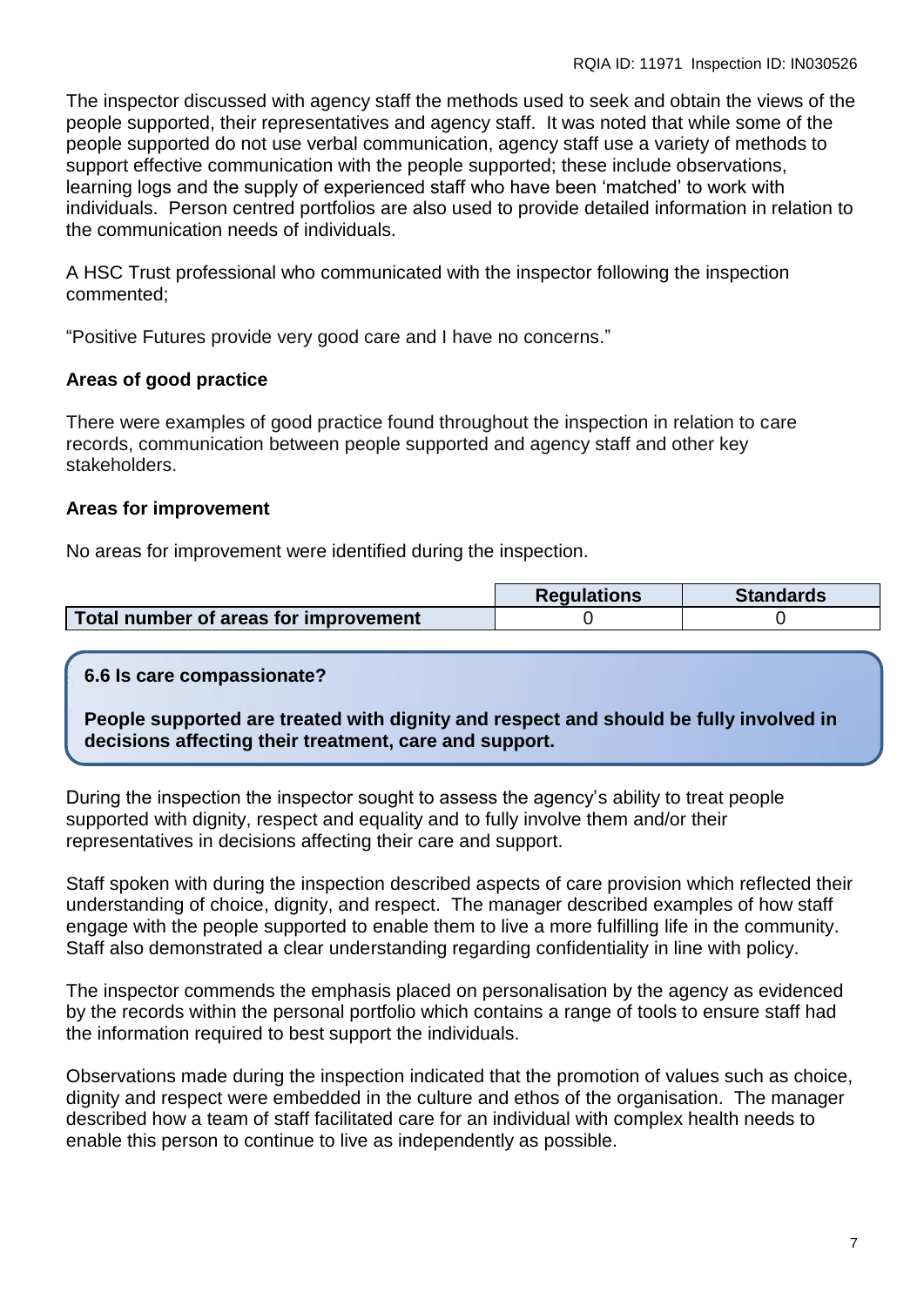The inspector discussed with agency staff the methods used to seek and obtain the views of the people supported, their representatives and agency staff. It was noted that while some of the people supported do not use verbal communication, agency staff use a variety of methods to support effective communication with the people supported; these include observations, learning logs and the supply of experienced staff who have been 'matched' to work with individuals. Person centred portfolios are also used to provide detailed information in relation to the communication needs of individuals.

A HSC Trust professional who communicated with the inspector following the inspection commented;

"Positive Futures provide very good care and I have no concerns."

**Areas of good practice**

There were examples of good practice found throughout the inspection in relation to care records, communication between people supported and agency staff and other key stakeholders.

**Areas for improvement**

No areas for improvement were identified during the inspection.

| | Regulations | Standards |
|---|---|---|
| **Total number of areas for improvement** | 0 | 0 |

**6.6 Is care compassionate?**

**People supported are treated with dignity and respect and should be fully involved in decisions affecting their treatment, care and support.**

During the inspection the inspector sought to assess the agency's ability to treat people supported with dignity, respect and equality and to fully involve them and/or their representatives in decisions affecting their care and support.

Staff spoken with during the inspection described aspects of care provision which reflected their understanding of choice, dignity, and respect. The manager described examples of how staff engage with the people supported to enable them to live a more fulfilling life in the community. Staff also demonstrated a clear understanding regarding confidentiality in line with policy.

The inspector commends the emphasis placed on personalisation by the agency as evidenced by the records within the personal portfolio which contains a range of tools to ensure staff had the information required to best support the individuals.

Observations made during the inspection indicated that the promotion of values such as choice, dignity and respect were embedded in the culture and ethos of the organisation. The manager described how a team of staff facilitated care for an individual with complex health needs to enable this person to continue to live as independently as possible.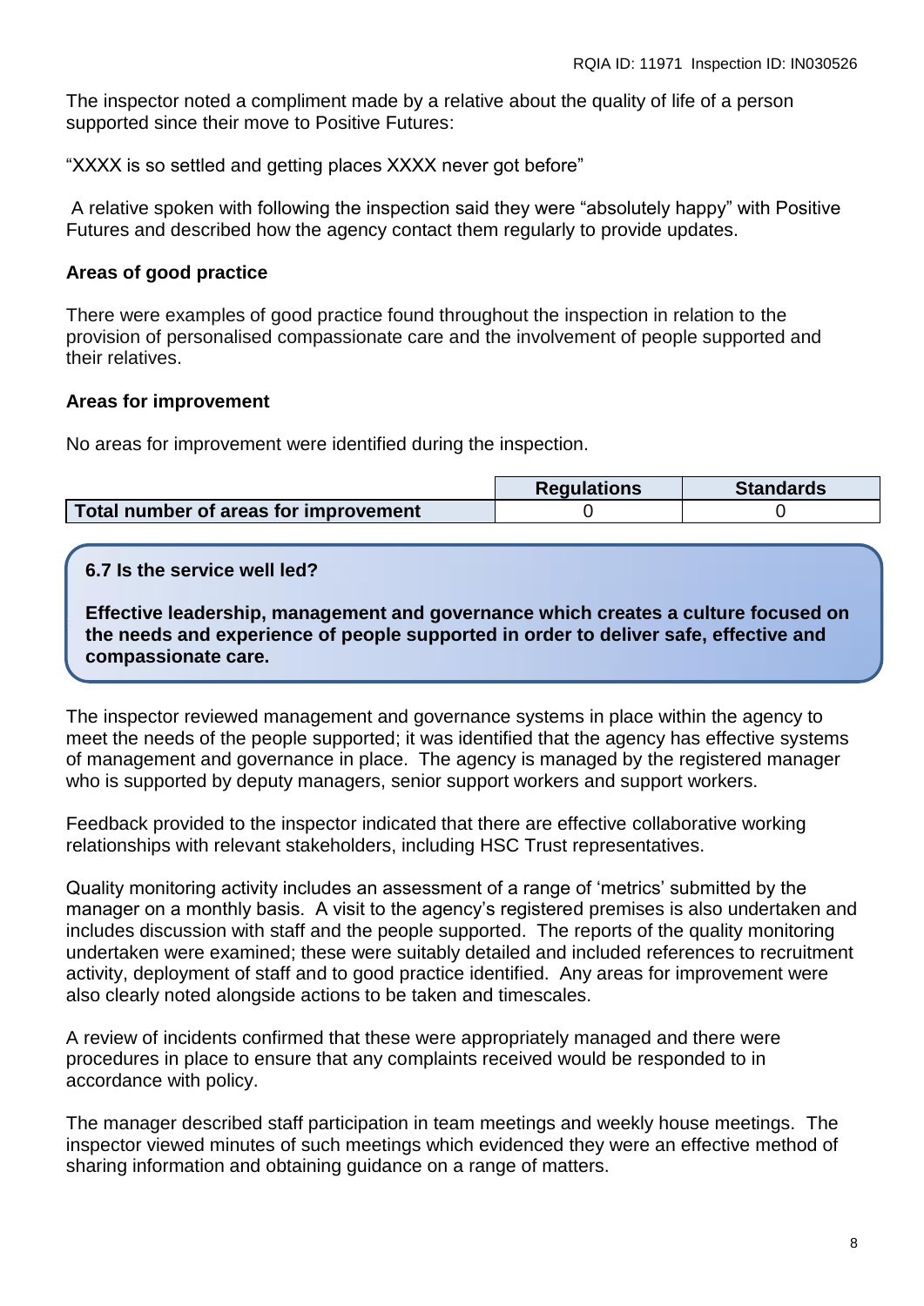The inspector noted a compliment made by a relative about the quality of life of a person supported since their move to Positive Futures:

"XXXX is so settled and getting places XXXX never got before"

A relative spoken with following the inspection said they were "absolutely happy" with Positive Futures and described how the agency contact them regularly to provide updates.

**Areas of good practice**

There were examples of good practice found throughout the inspection in relation to the provision of personalised compassionate care and the involvement of people supported and their relatives.

**Areas for improvement**

No areas for improvement were identified during the inspection.

| | Regulations | Standards |
|---|---|---|
| **Total number of areas for improvement** | 0 | 0 |

**6.7 Is the service well led?**

**Effective leadership, management and governance which creates a culture focused on the needs and experience of people supported in order to deliver safe, effective and compassionate care.**

The inspector reviewed management and governance systems in place within the agency to meet the needs of the people supported; it was identified that the agency has effective systems of management and governance in place. The agency is managed by the registered manager who is supported by deputy managers, senior support workers and support workers.

Feedback provided to the inspector indicated that there are effective collaborative working relationships with relevant stakeholders, including HSC Trust representatives.

Quality monitoring activity includes an assessment of a range of 'metrics' submitted by the manager on a monthly basis. A visit to the agency's registered premises is also undertaken and includes discussion with staff and the people supported. The reports of the quality monitoring undertaken were examined; these were suitably detailed and included references to recruitment activity, deployment of staff and to good practice identified. Any areas for improvement were also clearly noted alongside actions to be taken and timescales.

A review of incidents confirmed that these were appropriately managed and there were procedures in place to ensure that any complaints received would be responded to in accordance with policy.

The manager described staff participation in team meetings and weekly house meetings. The inspector viewed minutes of such meetings which evidenced they were an effective method of sharing information and obtaining guidance on a range of matters.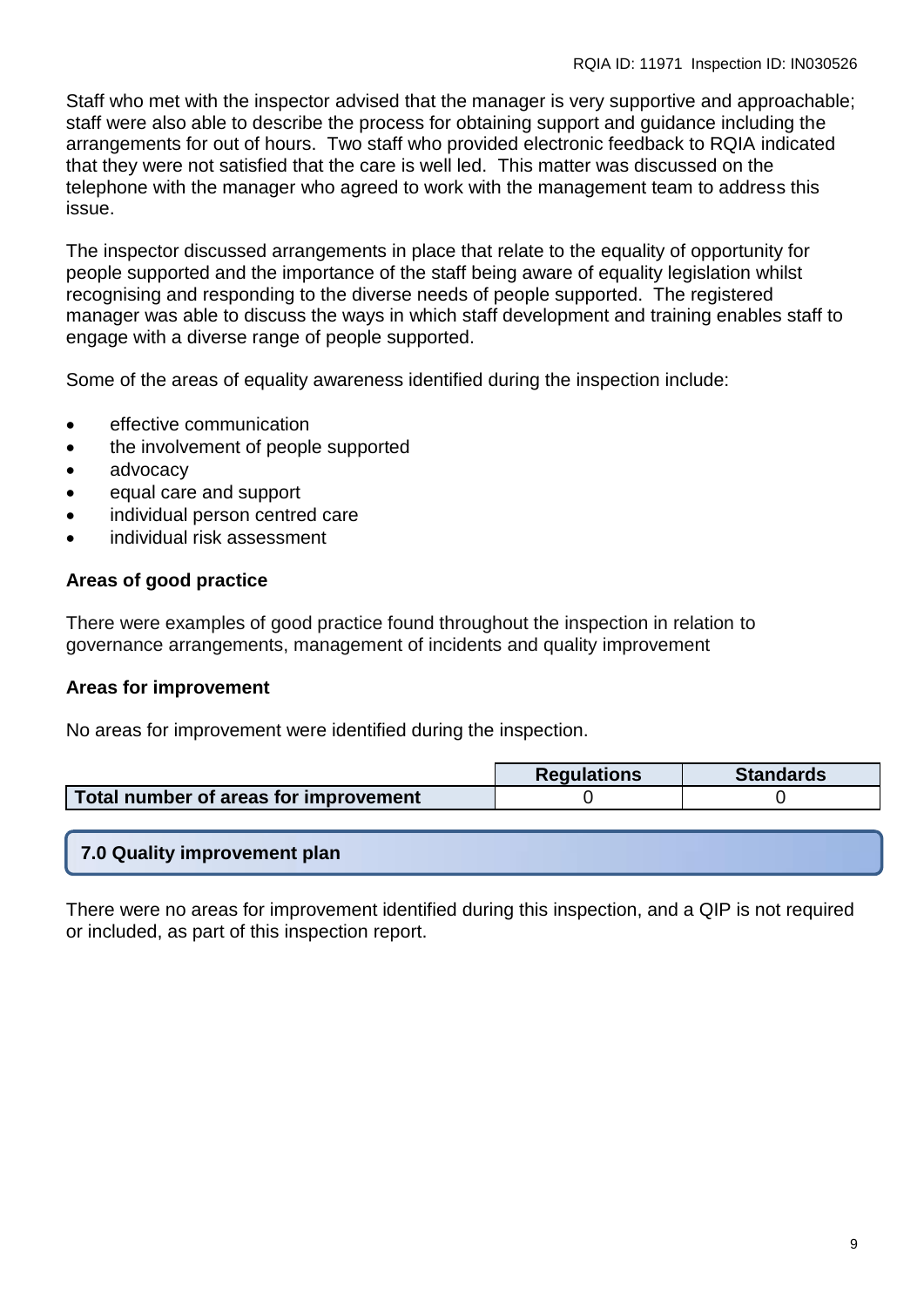Staff who met with the inspector advised that the manager is very supportive and approachable; staff were also able to describe the process for obtaining support and guidance including the arrangements for out of hours. Two staff who provided electronic feedback to RQIA indicated that they were not satisfied that the care is well led. This matter was discussed on the telephone with the manager who agreed to work with the management team to address this issue.

The inspector discussed arrangements in place that relate to the equality of opportunity for people supported and the importance of the staff being aware of equality legislation whilst recognising and responding to the diverse needs of people supported. The registered manager was able to discuss the ways in which staff development and training enables staff to engage with a diverse range of people supported.

Some of the areas of equality awareness identified during the inspection include:

- effective communication
- the involvement of people supported
- advocacy
- equal care and support
- individual person centred care
- individual risk assessment

**Areas of good practice**

There were examples of good practice found throughout the inspection in relation to governance arrangements, management of incidents and quality improvement

**Areas for improvement**

No areas for improvement were identified during the inspection.

| | Regulations | Standards |
|---|---|---|
| **Total number of areas for improvement** | 0 | 0 |

## 7.0 Quality improvement plan

There were no areas for improvement identified during this inspection, and a QIP is not required or included, as part of this inspection report.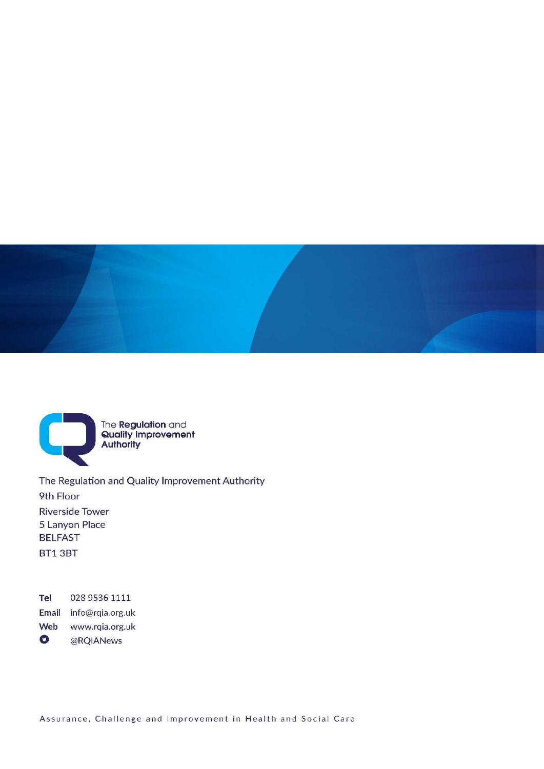The Regulation and Quality Improvement Authority

The Regulation and Quality Improvement Authority
9th Floor
Riverside Tower
5 Lanyon Place
BELFAST
BT1 3BT

| | |
|---|---|
| **Tel** | 028 9536 1111 |
| **Email** | info@rqia.org.uk |
| **Web** | www.rqia.org.uk |
| | @RQIANews |

Assurance, Challenge and Improvement in Health and Social Care